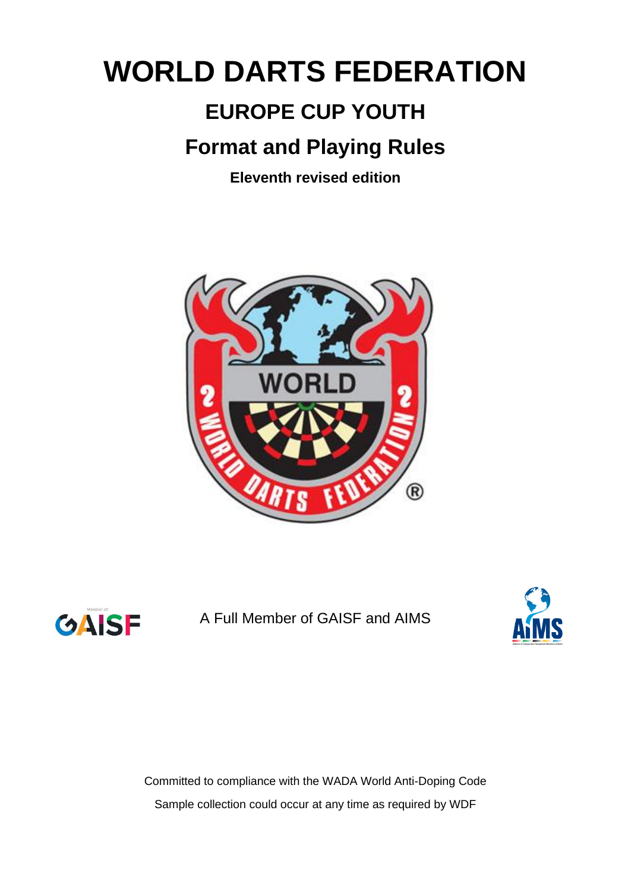# WORLD DARTS FEDERATION

## EUROPE CUP YOUTH

## Format and Playing Rules

**Eleventh revised edition**

A Full Member of GAISF and AIMS

Committed to compliance with the WADA World Anti-Doping Code

Sample collection could occur at any time as required by WDF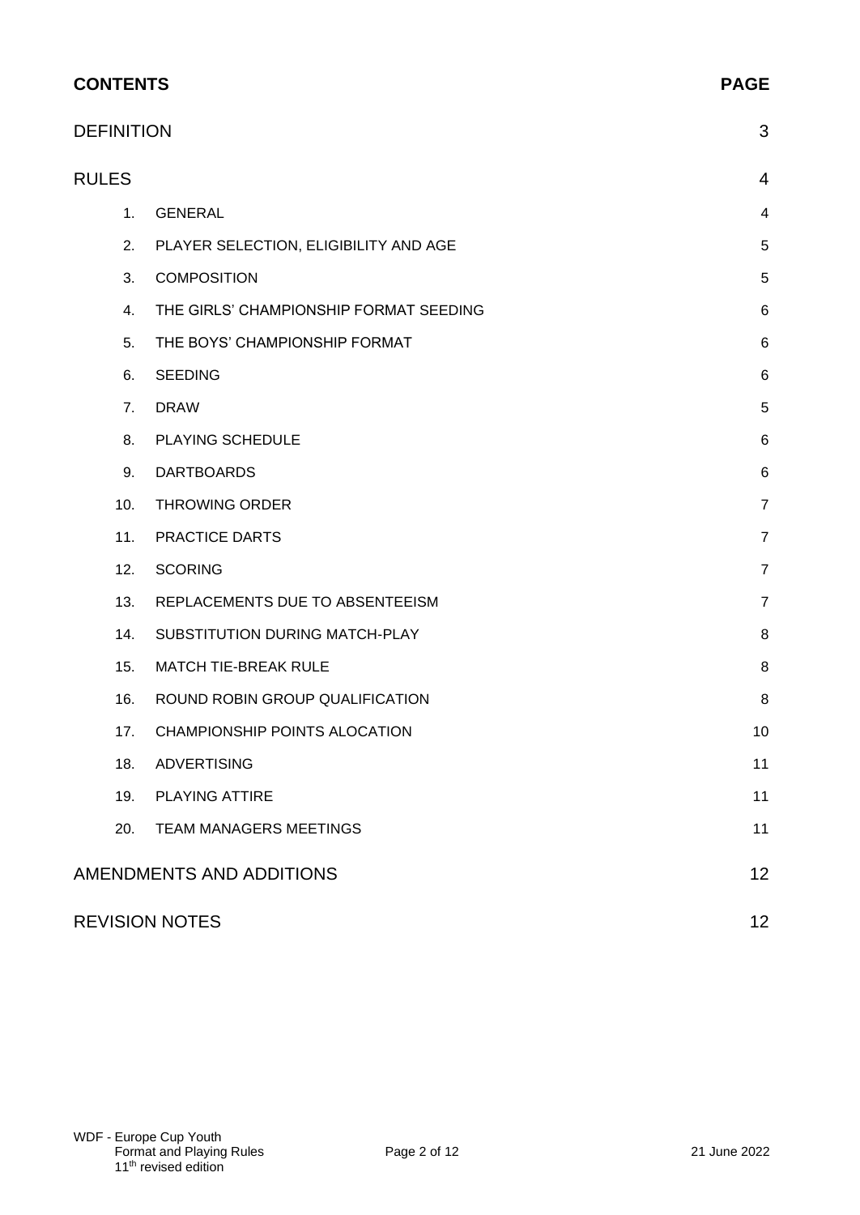## CONTENTS

| | | |
|---|---|---|
| **CONTENTS** | | **PAGE** |
| DEFINITION | | 3 |
| RULES | | 4 |
| 1. | GENERAL | 4 |
| 2. | PLAYER SELECTION, ELIGIBILITY AND AGE | 5 |
| 3. | COMPOSITION | 5 |
| 4. | THE GIRLS' CHAMPIONSHIP FORMAT SEEDING | 6 |
| 5. | THE BOYS' CHAMPIONSHIP FORMAT | 6 |
| 6. | SEEDING | 6 |
| 7. | DRAW | 5 |
| 8. | PLAYING SCHEDULE | 6 |
| 9. | DARTBOARDS | 6 |
| 10. | THROWING ORDER | 7 |
| 11. | PRACTICE DARTS | 7 |
| 12. | SCORING | 7 |
| 13. | REPLACEMENTS DUE TO ABSENTEEISM | 7 |
| 14. | SUBSTITUTION DURING MATCH-PLAY | 8 |
| 15. | MATCH TIE-BREAK RULE | 8 |
| 16. | ROUND ROBIN GROUP QUALIFICATION | 8 |
| 17. | CHAMPIONSHIP POINTS ALOCATION | 10 |
| 18. | ADVERTISING | 11 |
| 19. | PLAYING ATTIRE | 11 |
| 20. | TEAM MANAGERS MEETINGS | 11 |
| AMENDMENTS AND ADDITIONS | | 12 |
| REVISION NOTES | | 12 |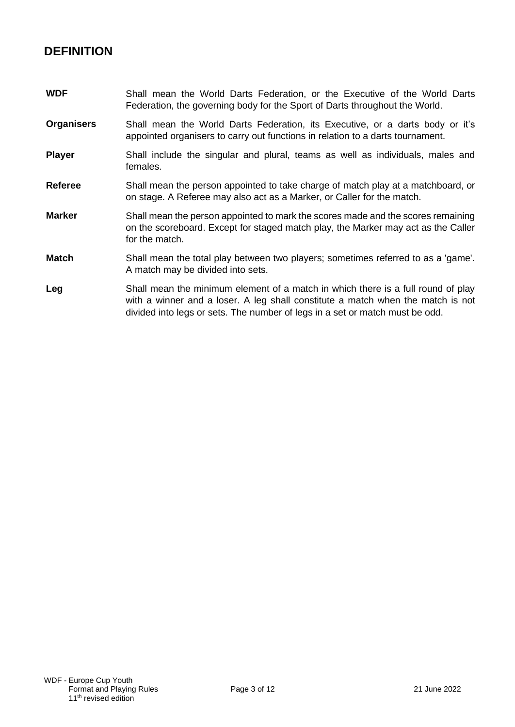## DEFINITION

**WDF** Shall mean the World Darts Federation, or the Executive of the World Darts Federation, the governing body for the Sport of Darts throughout the World.

**Organisers** Shall mean the World Darts Federation, its Executive, or a darts body or it's appointed organisers to carry out functions in relation to a darts tournament.

**Player** Shall include the singular and plural, teams as well as individuals, males and females.

**Referee** Shall mean the person appointed to take charge of match play at a matchboard, or on stage. A Referee may also act as a Marker, or Caller for the match.

**Marker** Shall mean the person appointed to mark the scores made and the scores remaining on the scoreboard. Except for staged match play, the Marker may act as the Caller for the match.

**Match** Shall mean the total play between two players; sometimes referred to as a 'game'. A match may be divided into sets.

**Leg** Shall mean the minimum element of a match in which there is a full round of play with a winner and a loser. A leg shall constitute a match when the match is not divided into legs or sets. The number of legs in a set or match must be odd.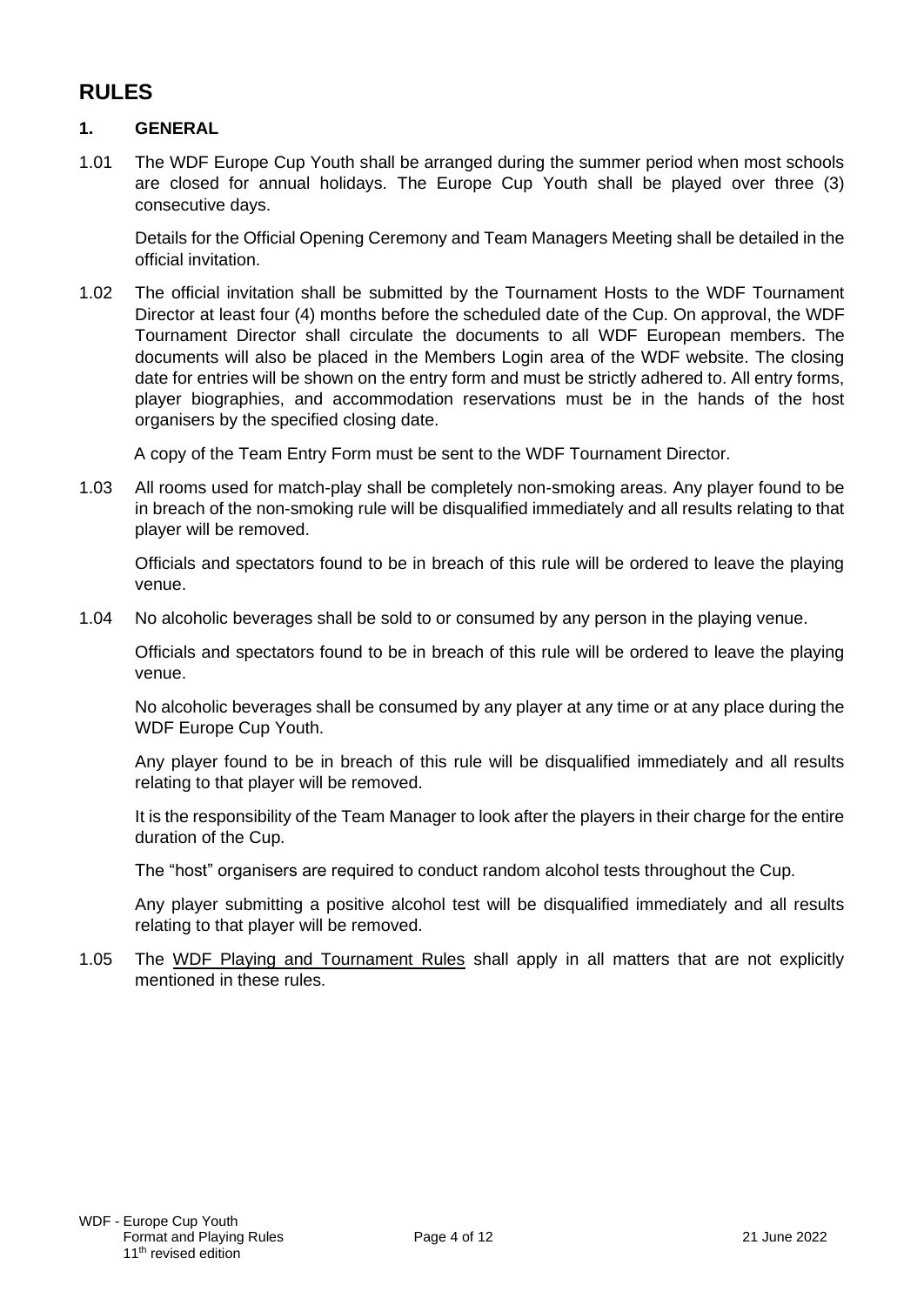# RULES

## 1. GENERAL

1.01 The WDF Europe Cup Youth shall be arranged during the summer period when most schools are closed for annual holidays. The Europe Cup Youth shall be played over three (3) consecutive days.

Details for the Official Opening Ceremony and Team Managers Meeting shall be detailed in the official invitation.

1.02 The official invitation shall be submitted by the Tournament Hosts to the WDF Tournament Director at least four (4) months before the scheduled date of the Cup. On approval, the WDF Tournament Director shall circulate the documents to all WDF European members. The documents will also be placed in the Members Login area of the WDF website. The closing date for entries will be shown on the entry form and must be strictly adhered to. All entry forms, player biographies, and accommodation reservations must be in the hands of the host organisers by the specified closing date.

A copy of the Team Entry Form must be sent to the WDF Tournament Director.

1.03 All rooms used for match-play shall be completely non-smoking areas. Any player found to be in breach of the non-smoking rule will be disqualified immediately and all results relating to that player will be removed.

Officials and spectators found to be in breach of this rule will be ordered to leave the playing venue.

1.04 No alcoholic beverages shall be sold to or consumed by any person in the playing venue.

Officials and spectators found to be in breach of this rule will be ordered to leave the playing venue.

No alcoholic beverages shall be consumed by any player at any time or at any place during the WDF Europe Cup Youth.

Any player found to be in breach of this rule will be disqualified immediately and all results relating to that player will be removed.

It is the responsibility of the Team Manager to look after the players in their charge for the entire duration of the Cup.

The "host" organisers are required to conduct random alcohol tests throughout the Cup.

Any player submitting a positive alcohol test will be disqualified immediately and all results relating to that player will be removed.

1.05 The WDF Playing and Tournament Rules shall apply in all matters that are not explicitly mentioned in these rules.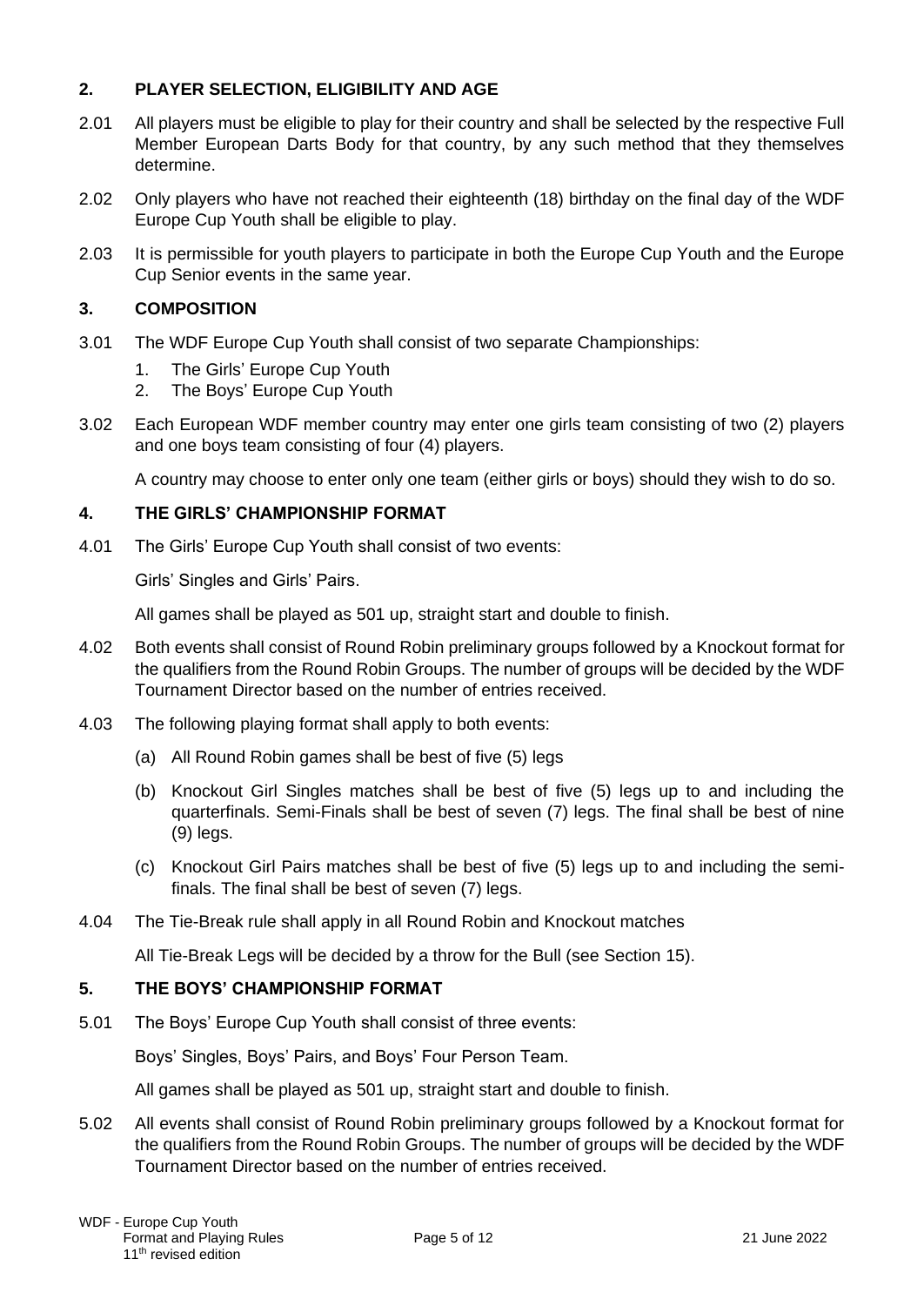## 2. PLAYER SELECTION, ELIGIBILITY AND AGE

2.01 All players must be eligible to play for their country and shall be selected by the respective Full Member European Darts Body for that country, by any such method that they themselves determine.

2.02 Only players who have not reached their eighteenth (18) birthday on the final day of the WDF Europe Cup Youth shall be eligible to play.

2.03 It is permissible for youth players to participate in both the Europe Cup Youth and the Europe Cup Senior events in the same year.

## 3. COMPOSITION

3.01 The WDF Europe Cup Youth shall consist of two separate Championships:

1. The Girls' Europe Cup Youth
2. The Boys' Europe Cup Youth

3.02 Each European WDF member country may enter one girls team consisting of two (2) players and one boys team consisting of four (4) players.

A country may choose to enter only one team (either girls or boys) should they wish to do so.

## 4. THE GIRLS' CHAMPIONSHIP FORMAT

4.01 The Girls' Europe Cup Youth shall consist of two events:

Girls' Singles and Girls' Pairs.

All games shall be played as 501 up, straight start and double to finish.

4.02 Both events shall consist of Round Robin preliminary groups followed by a Knockout format for the qualifiers from the Round Robin Groups. The number of groups will be decided by the WDF Tournament Director based on the number of entries received.

4.03 The following playing format shall apply to both events:

(a) All Round Robin games shall be best of five (5) legs

(b) Knockout Girl Singles matches shall be best of five (5) legs up to and including the quarterfinals. Semi-Finals shall be best of seven (7) legs. The final shall be best of nine (9) legs.

(c) Knockout Girl Pairs matches shall be best of five (5) legs up to and including the semi-finals. The final shall be best of seven (7) legs.

4.04 The Tie-Break rule shall apply in all Round Robin and Knockout matches

All Tie-Break Legs will be decided by a throw for the Bull (see Section 15).

## 5. THE BOYS' CHAMPIONSHIP FORMAT

5.01 The Boys' Europe Cup Youth shall consist of three events:

Boys' Singles, Boys' Pairs, and Boys' Four Person Team.

All games shall be played as 501 up, straight start and double to finish.

5.02 All events shall consist of Round Robin preliminary groups followed by a Knockout format for the qualifiers from the Round Robin Groups. The number of groups will be decided by the WDF Tournament Director based on the number of entries received.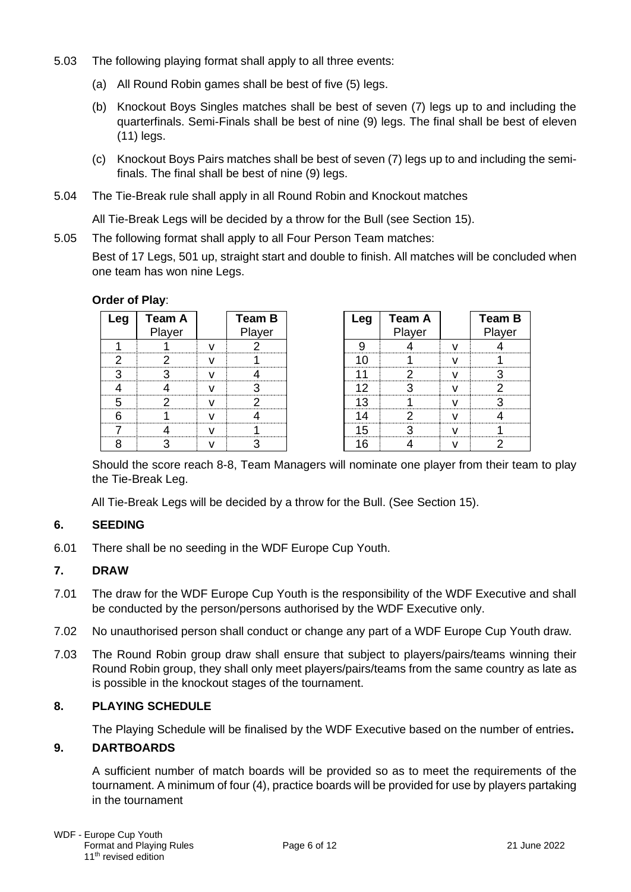5.03 The following playing format shall apply to all three events:

(a) All Round Robin games shall be best of five (5) legs.

(b) Knockout Boys Singles matches shall be best of seven (7) legs up to and including the quarterfinals. Semi-Finals shall be best of nine (9) legs. The final shall be best of eleven (11) legs.

(c) Knockout Boys Pairs matches shall be best of seven (7) legs up to and including the semi-finals. The final shall be best of nine (9) legs.

5.04 The Tie-Break rule shall apply in all Round Robin and Knockout matches

All Tie-Break Legs will be decided by a throw for the Bull (see Section 15).

5.05 The following format shall apply to all Four Person Team matches:

Best of 17 Legs, 501 up, straight start and double to finish. All matches will be concluded when one team has won nine Legs.

**Order of Play**:

| Leg | Team A Player | | Team B Player |
|---|---|---|---|
| 1 | 1 | v | 2 |
| 2 | 2 | v | 1 |
| 3 | 3 | v | 4 |
| 4 | 4 | v | 3 |
| 5 | 2 | v | 2 |
| 6 | 1 | v | 4 |
| 7 | 4 | v | 1 |
| 8 | 3 | v | 3 |

| Leg | Team A Player | | Team B Player |
|---|---|---|---|
| 9 | 4 | v | 4 |
| 10 | 1 | v | 1 |
| 11 | 2 | v | 3 |
| 12 | 3 | v | 2 |
| 13 | 1 | v | 3 |
| 14 | 2 | v | 4 |
| 15 | 3 | v | 1 |
| 16 | 4 | v | 2 |

Should the score reach 8-8, Team Managers will nominate one player from their team to play the Tie-Break Leg.

All Tie-Break Legs will be decided by a throw for the Bull. (See Section 15).

## 6. SEEDING

6.01 There shall be no seeding in the WDF Europe Cup Youth.

## 7. DRAW

7.01 The draw for the WDF Europe Cup Youth is the responsibility of the WDF Executive and shall be conducted by the person/persons authorised by the WDF Executive only.

7.02 No unauthorised person shall conduct or change any part of a WDF Europe Cup Youth draw.

7.03 The Round Robin group draw shall ensure that subject to players/pairs/teams winning their Round Robin group, they shall only meet players/pairs/teams from the same country as late as is possible in the knockout stages of the tournament.

## 8. PLAYING SCHEDULE

The Playing Schedule will be finalised by the WDF Executive based on the number of entries**.**

## 9. DARTBOARDS

A sufficient number of match boards will be provided so as to meet the requirements of the tournament. A minimum of four (4), practice boards will be provided for use by players partaking in the tournament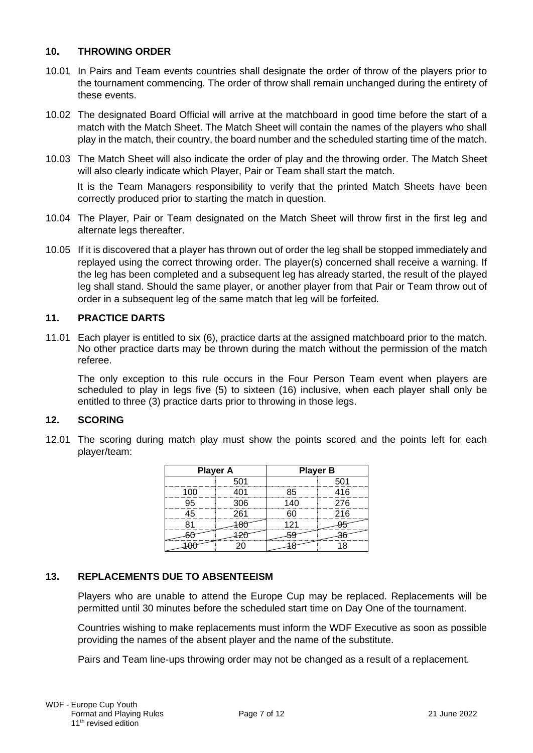## 10. THROWING ORDER

10.01 In Pairs and Team events countries shall designate the order of throw of the players prior to the tournament commencing. The order of throw shall remain unchanged during the entirety of these events.

10.02 The designated Board Official will arrive at the matchboard in good time before the start of a match with the Match Sheet. The Match Sheet will contain the names of the players who shall play in the match, their country, the board number and the scheduled starting time of the match.

10.03 The Match Sheet will also indicate the order of play and the throwing order. The Match Sheet will also clearly indicate which Player, Pair or Team shall start the match.

It is the Team Managers responsibility to verify that the printed Match Sheets have been correctly produced prior to starting the match in question.

10.04 The Player, Pair or Team designated on the Match Sheet will throw first in the first leg and alternate legs thereafter.

10.05 If it is discovered that a player has thrown out of order the leg shall be stopped immediately and replayed using the correct throwing order. The player(s) concerned shall receive a warning. If the leg has been completed and a subsequent leg has already started, the result of the played leg shall stand. Should the same player, or another player from that Pair or Team throw out of order in a subsequent leg of the same match that leg will be forfeited.

## 11. PRACTICE DARTS

11.01 Each player is entitled to six (6), practice darts at the assigned matchboard prior to the match. No other practice darts may be thrown during the match without the permission of the match referee.

The only exception to this rule occurs in the Four Person Team event when players are scheduled to play in legs five (5) to sixteen (16) inclusive, when each player shall only be entitled to three (3) practice darts prior to throwing in those legs.

## 12. SCORING

12.01 The scoring during match play must show the points scored and the points left for each player/team:

| Player A | | Player B | |
|---|---|---|---|
| | 501 | | 501 |
| 100 | 401 | 85 | 416 |
| 95 | 306 | 140 | 276 |
| 45 | 261 | 60 | 216 |
| 81 | ~~180~~ | 121 | ~~95~~ |
| ~~60~~ | ~~120~~ | ~~59~~ | ~~36~~ |
| ~~100~~ | 20 | ~~18~~ | 18 |

## 13. REPLACEMENTS DUE TO ABSENTEEISM

Players who are unable to attend the Europe Cup may be replaced. Replacements will be permitted until 30 minutes before the scheduled start time on Day One of the tournament.

Countries wishing to make replacements must inform the WDF Executive as soon as possible providing the names of the absent player and the name of the substitute.

Pairs and Team line-ups throwing order may not be changed as a result of a replacement.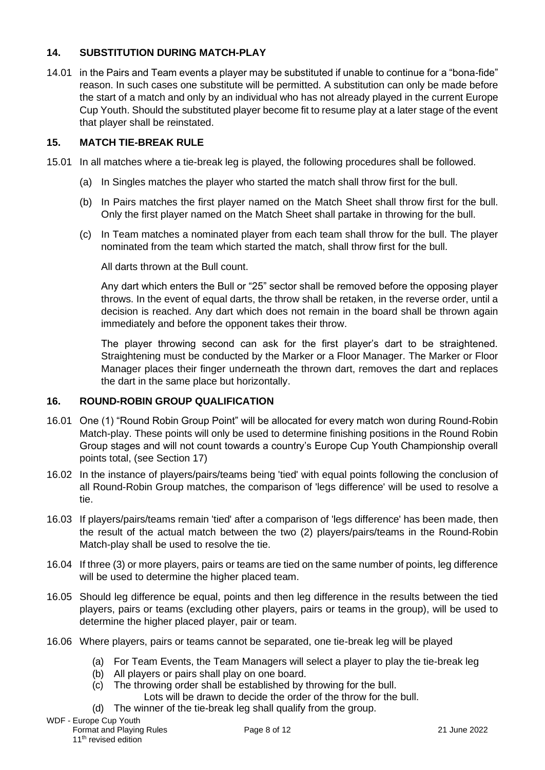## 14. SUBSTITUTION DURING MATCH-PLAY

14.01 in the Pairs and Team events a player may be substituted if unable to continue for a "bona-fide" reason. In such cases one substitute will be permitted. A substitution can only be made before the start of a match and only by an individual who has not already played in the current Europe Cup Youth. Should the substituted player become fit to resume play at a later stage of the event that player shall be reinstated.

## 15. MATCH TIE-BREAK RULE

15.01 In all matches where a tie-break leg is played, the following procedures shall be followed.

(a) In Singles matches the player who started the match shall throw first for the bull.

(b) In Pairs matches the first player named on the Match Sheet shall throw first for the bull. Only the first player named on the Match Sheet shall partake in throwing for the bull.

(c) In Team matches a nominated player from each team shall throw for the bull. The player nominated from the team which started the match, shall throw first for the bull.

All darts thrown at the Bull count.

Any dart which enters the Bull or "25" sector shall be removed before the opposing player throws. In the event of equal darts, the throw shall be retaken, in the reverse order, until a decision is reached. Any dart which does not remain in the board shall be thrown again immediately and before the opponent takes their throw.

The player throwing second can ask for the first player's dart to be straightened. Straightening must be conducted by the Marker or a Floor Manager. The Marker or Floor Manager places their finger underneath the thrown dart, removes the dart and replaces the dart in the same place but horizontally.

## 16. ROUND-ROBIN GROUP QUALIFICATION

16.01 One (1) "Round Robin Group Point" will be allocated for every match won during Round-Robin Match-play. These points will only be used to determine finishing positions in the Round Robin Group stages and will not count towards a country's Europe Cup Youth Championship overall points total, (see Section 17)

16.02 In the instance of players/pairs/teams being 'tied' with equal points following the conclusion of all Round-Robin Group matches, the comparison of 'legs difference' will be used to resolve a tie.

16.03 If players/pairs/teams remain 'tied' after a comparison of 'legs difference' has been made, then the result of the actual match between the two (2) players/pairs/teams in the Round-Robin Match-play shall be used to resolve the tie.

16.04 If three (3) or more players, pairs or teams are tied on the same number of points, leg difference will be used to determine the higher placed team.

16.05 Should leg difference be equal, points and then leg difference in the results between the tied players, pairs or teams (excluding other players, pairs or teams in the group), will be used to determine the higher placed player, pair or team.

16.06 Where players, pairs or teams cannot be separated, one tie-break leg will be played

(a) For Team Events, the Team Managers will select a player to play the tie-break leg
(b) All players or pairs shall play on one board.
(c) The throwing order shall be established by throwing for the bull.
    Lots will be drawn to decide the order of the throw for the bull.
(d) The winner of the tie-break leg shall qualify from the group.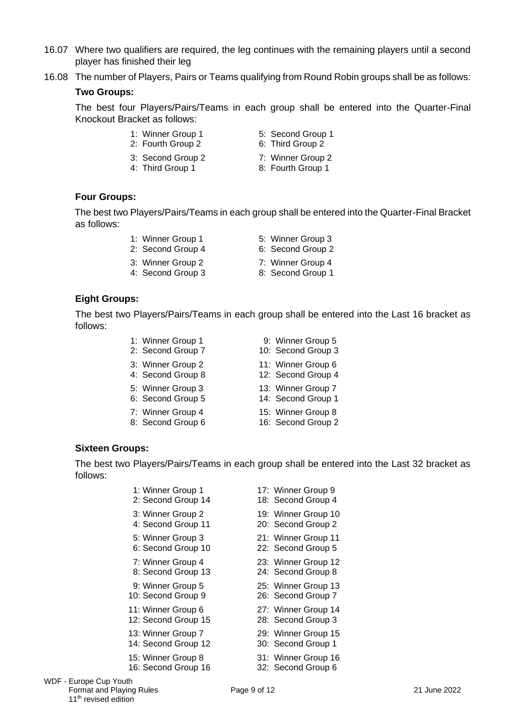16.07 Where two qualifiers are required, the leg continues with the remaining players until a second player has finished their leg

16.08 The number of Players, Pairs or Teams qualifying from Round Robin groups shall be as follows:

**Two Groups:**

The best four Players/Pairs/Teams in each group shall be entered into the Quarter-Final Knockout Bracket as follows:

1: Winner Group 1
2: Fourth Group 2

3: Second Group 2
4: Third Group 1

5: Second Group 1
6: Third Group 2

7: Winner Group 2
8: Fourth Group 1

**Four Groups:**

The best two Players/Pairs/Teams in each group shall be entered into the Quarter-Final Bracket as follows:

1: Winner Group 1
2: Second Group 4

3: Winner Group 2
4: Second Group 3

5: Winner Group 3
6: Second Group 2

7: Winner Group 4
8: Second Group 1

**Eight Groups:**

The best two Players/Pairs/Teams in each group shall be entered into the Last 16 bracket as follows:

1: Winner Group 1
2: Second Group 7

3: Winner Group 2
4: Second Group 8

5: Winner Group 3
6: Second Group 5

7: Winner Group 4
8: Second Group 6

9: Winner Group 5
10: Second Group 3

11: Winner Group 6
12: Second Group 4

13: Winner Group 7
14: Second Group 1

15: Winner Group 8
16: Second Group 2

**Sixteen Groups:**

The best two Players/Pairs/Teams in each group shall be entered into the Last 32 bracket as follows:

1: Winner Group 1
2: Second Group 14

3: Winner Group 2
4: Second Group 11

5: Winner Group 3
6: Second Group 10

7: Winner Group 4
8: Second Group 13

9: Winner Group 5
10: Second Group 9

11: Winner Group 6
12: Second Group 15

13: Winner Group 7
14: Second Group 12

15: Winner Group 8
16: Second Group 16

17: Winner Group 9
18: Second Group 4

19: Winner Group 10
20: Second Group 2

21: Winner Group 11
22: Second Group 5

23: Winner Group 12
24: Second Group 8

25: Winner Group 13
26: Second Group 7

27: Winner Group 14
28: Second Group 3

29: Winner Group 15
30: Second Group 1

31: Winner Group 16
32: Second Group 6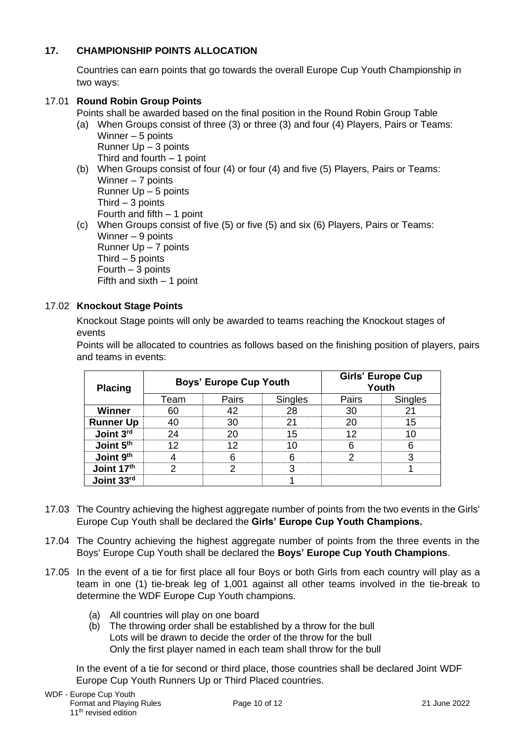## 17. CHAMPIONSHIP POINTS ALLOCATION

Countries can earn points that go towards the overall Europe Cup Youth Championship in two ways:

### 17.01 Round Robin Group Points

Points shall be awarded based on the final position in the Round Robin Group Table

(a) When Groups consist of three (3) or three (3) and four (4) Players, Pairs or Teams:
Winner – 5 points
Runner Up – 3 points
Third and fourth – 1 point

(b) When Groups consist of four (4) or four (4) and five (5) Players, Pairs or Teams:
Winner – 7 points
Runner Up – 5 points
Third – 3 points
Fourth and fifth – 1 point

(c) When Groups consist of five (5) or five (5) and six (6) Players, Pairs or Teams:
Winner – 9 points
Runner Up – 7 points
Third – 5 points
Fourth – 3 points
Fifth and sixth – 1 point

### 17.02 Knockout Stage Points

Knockout Stage points will only be awarded to teams reaching the Knockout stages of events

Points will be allocated to countries as follows based on the finishing position of players, pairs and teams in events:

| Placing | Boys' Europe Cup Youth | | | Girls' Europe Cup Youth | |
|---|---|---|---|---|---|
| | Team | Pairs | Singles | Pairs | Singles |
| **Winner** | 60 | 42 | 28 | 30 | 21 |
| **Runner Up** | 40 | 30 | 21 | 20 | 15 |
| **Joint 3rd** | 24 | 20 | 15 | 12 | 10 |
| **Joint 5th** | 12 | 12 | 10 | 6 | 6 |
| **Joint 9th** | 4 | 6 | 6 | 2 | 3 |
| **Joint 17th** | 2 | 2 | 3 | | 1 |
| **Joint 33rd** | | | 1 | | |

17.03 The Country achieving the highest aggregate number of points from the two events in the Girls' Europe Cup Youth shall be declared the **Girls' Europe Cup Youth Champions.**

17.04 The Country achieving the highest aggregate number of points from the three events in the Boys' Europe Cup Youth shall be declared the **Boys' Europe Cup Youth Champions**.

17.05 In the event of a tie for first place all four Boys or both Girls from each country will play as a team in one (1) tie-break leg of 1,001 against all other teams involved in the tie-break to determine the WDF Europe Cup Youth champions.

(a) All countries will play on one board

(b) The throwing order shall be established by a throw for the bull
Lots will be drawn to decide the order of the throw for the bull
Only the first player named in each team shall throw for the bull

In the event of a tie for second or third place, those countries shall be declared Joint WDF Europe Cup Youth Runners Up or Third Placed countries.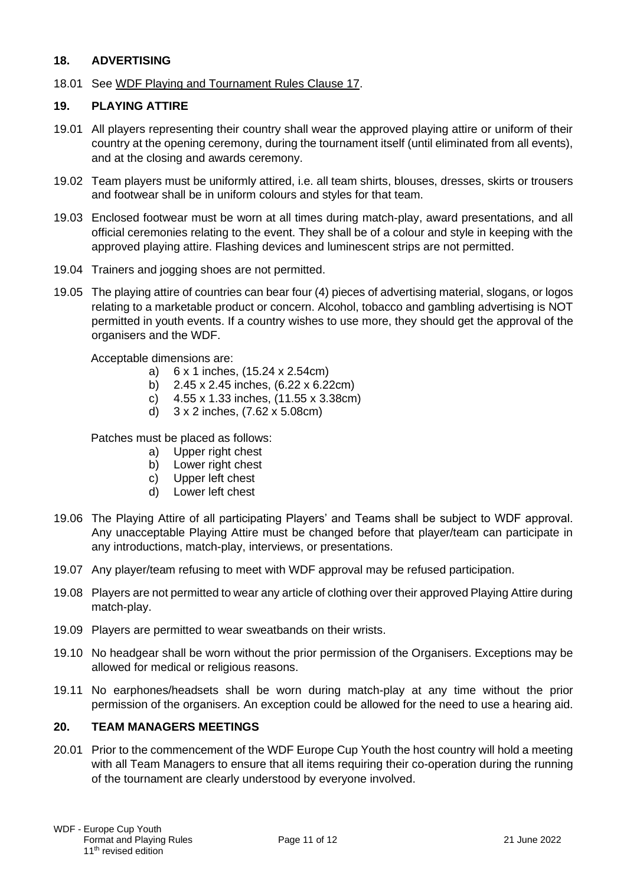## 18. ADVERTISING

18.01 See WDF Playing and Tournament Rules Clause 17.

## 19. PLAYING ATTIRE

19.01 All players representing their country shall wear the approved playing attire or uniform of their country at the opening ceremony, during the tournament itself (until eliminated from all events), and at the closing and awards ceremony.

19.02 Team players must be uniformly attired, i.e. all team shirts, blouses, dresses, skirts or trousers and footwear shall be in uniform colours and styles for that team.

19.03 Enclosed footwear must be worn at all times during match-play, award presentations, and all official ceremonies relating to the event. They shall be of a colour and style in keeping with the approved playing attire. Flashing devices and luminescent strips are not permitted.

19.04 Trainers and jogging shoes are not permitted.

19.05 The playing attire of countries can bear four (4) pieces of advertising material, slogans, or logos relating to a marketable product or concern. Alcohol, tobacco and gambling advertising is NOT permitted in youth events. If a country wishes to use more, they should get the approval of the organisers and the WDF.

Acceptable dimensions are:

a) 6 x 1 inches, (15.24 x 2.54cm)
b) 2.45 x 2.45 inches, (6.22 x 6.22cm)
c) 4.55 x 1.33 inches, (11.55 x 3.38cm)
d) 3 x 2 inches, (7.62 x 5.08cm)

Patches must be placed as follows:

a) Upper right chest
b) Lower right chest
c) Upper left chest
d) Lower left chest

19.06 The Playing Attire of all participating Players' and Teams shall be subject to WDF approval. Any unacceptable Playing Attire must be changed before that player/team can participate in any introductions, match-play, interviews, or presentations.

19.07 Any player/team refusing to meet with WDF approval may be refused participation.

19.08 Players are not permitted to wear any article of clothing over their approved Playing Attire during match-play.

19.09 Players are permitted to wear sweatbands on their wrists.

19.10 No headgear shall be worn without the prior permission of the Organisers. Exceptions may be allowed for medical or religious reasons.

19.11 No earphones/headsets shall be worn during match-play at any time without the prior permission of the organisers. An exception could be allowed for the need to use a hearing aid.

## 20. TEAM MANAGERS MEETINGS

20.01 Prior to the commencement of the WDF Europe Cup Youth the host country will hold a meeting with all Team Managers to ensure that all items requiring their co-operation during the running of the tournament are clearly understood by everyone involved.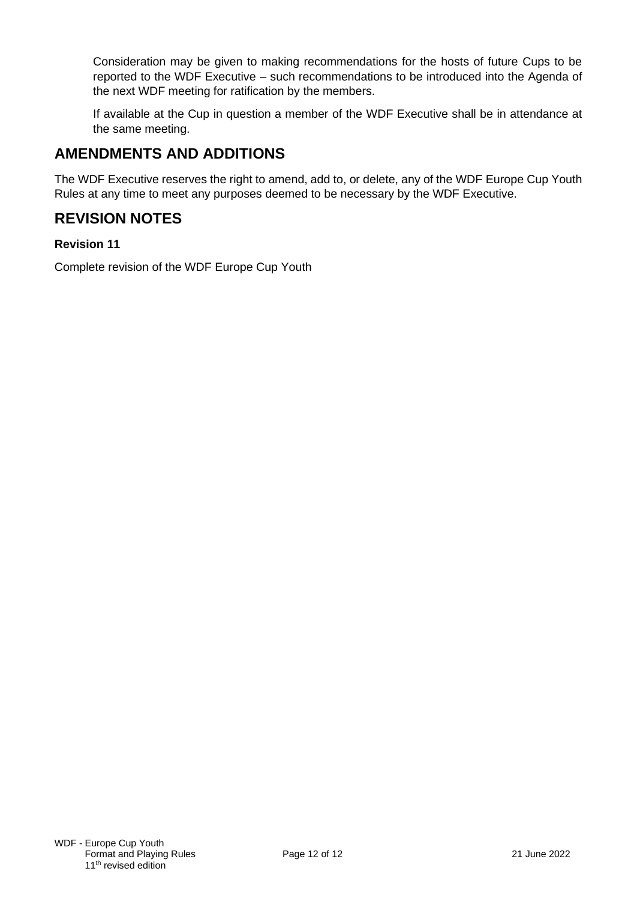Consideration may be given to making recommendations for the hosts of future Cups to be reported to the WDF Executive – such recommendations to be introduced into the Agenda of the next WDF meeting for ratification by the members.

If available at the Cup in question a member of the WDF Executive shall be in attendance at the same meeting.

## AMENDMENTS AND ADDITIONS

The WDF Executive reserves the right to amend, add to, or delete, any of the WDF Europe Cup Youth Rules at any time to meet any purposes deemed to be necessary by the WDF Executive.

## REVISION NOTES

**Revision 11**

Complete revision of the WDF Europe Cup Youth